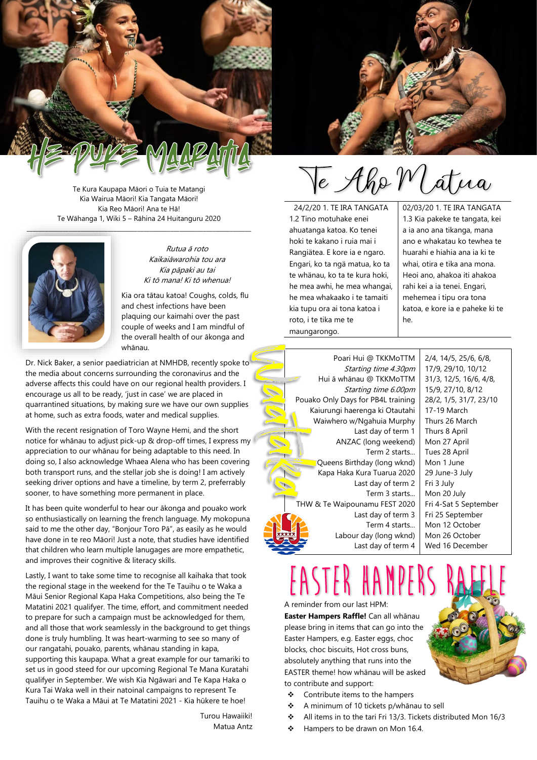# HE PUKE MAARAMA

Te Kura Kaupapa Māori o Tuia te Matangi
Kia Wairua Māori! Kia Tangata Māori!
Kia Reo Māori! Ana te Hā!
Te Wāhanga 1, Wiki 5 – Rāhina 24 Huitanguru 2020

*Rutua ā roto*
*Kaikaiāwarohia tou ara*
*Kia pāpaki au tai*
*Ki tō mana! Ki tō whenua!*

Kia ora tātau katoa! Coughs, colds, flu and chest infections have been plaquing our kaimahi over the past couple of weeks and I am mindful of the overall health of our ākonga and whānau.

Dr. Nick Baker, a senior paediatrician at NMHDB, recently spoke to the media about concerns surrounding the coronavirus and the adverse affects this could have on our regional health providers. I encourage us all to be ready, 'just in case' we are placed in quarrantined situations, by making sure we have our own supplies at home, such as extra foods, water and medical supplies.

With the recent resignation of Toro Wayne Hemi, and the short notice for whānau to adjust pick-up & drop-off times, I express my appreciation to our whānau for being adaptable to this need. In doing so, I also acknowledge Whaea Alena who has been covering both transport runs, and the stellar job she is doing! I am actively seeking driver options and have a timeline, by term 2, preferrably sooner, to have something more permanent in place.

It has been quite wonderful to hear our ākonga and pouako work so enthusiastically on learning the french language. My mokopuna said to me the other day, "Bonjour Toro Pā", as easily as he would have done in te reo Māori! Just a note, that studies have identified that children who learn multiple lanugages are more empathetic, and improves their cognitive & literacy skills.

Lastly, I want to take some time to recognise all kaihaka that took the regional stage in the weekend for the Te Tauihu o te Waka a Māui Senior Regional Kapa Haka Competitions, also being the Te Matatini 2021 qualifyer. The time, effort, and commitment needed to prepare for such a campaign must be acknowledged for them, and all those that work seamlessly in the background to get things done is truly humbling. It was heart-warming to see so many of our rangatahi, pouako, parents, whānau standing in kapa, supporting this kaupapa. What a great example for our tamariki to set us in good steed for our upcoming Regional Te Mana Kuratahi qualifyer in September. We wish Kia Ngāwari and Te Kapa Haka o Kura Tai Waka well in their natoinal campaigns to represent Te Tauihu o te Waka a Māui at Te Matatini 2021 - Kia hūkere te hoe!

Turou Hawaiiki!
Matua Antz

# Te Aho Matua

| 24/2/20 1. TE IRA TANGATA | 02/03/20 1. TE IRA TANGATA |
| --- | --- |
| 1.2 Tino motuhake enei ahuatanga katoa. Ko tenei hoki te kakano i ruia mai i Rangiātea. E kore ia e ngaro. Engari, ko ta ngā matua, ko ta te whānau, ko ta te kura hoki, he mea awhi, he mea whangai, he mea whakaako i te tamaiti kia tupu ora ai tona katoa i roto, i te tika me te maungarongo. | 1.3 Kia pakeke te tangata, kei a ia ano ana tikanga, mana ano e whakatau ko tewhea te huarahi e hiahia ana ia ki te whai, otira e tika ana mona. Heoi ano, ahakoa iti ahakoa rahi kei a ia tenei. Engari, mehemea i tipu ora tona katoa, e kore ia e paheke ki te he. |

## Waataka

| | |
| --- | --- |
| Poari Hui @ TKKMoTTM *Starting time 4.30pm* | 2/4, 14/5, 25/6, 6/8, 17/9, 29/10, 10/12 |
| Hui ā whānau @ TKKMoTTM *Starting time 6.00pm* | 31/3, 12/5, 16/6, 4/8, 15/9, 27/10, 8/12 |
| Pouako Only Days for PB4L training | 28/2, 1/5, 31/7, 23/10 |
| Kaiurungi haerenga ki Otautahi | 17-19 March |
| Waiwhero w/Ngahuia Murphy | Thurs 26 March |
| Last day of term 1 | Thurs 8 April |
| ANZAC (long weekend) | Mon 27 April |
| Term 2 starts... | Tues 28 April |
| Queens Birthday (long wknd) | Mon 1 June |
| Kapa Haka Kura Tuarua 2020 | 29 June-3 July |
| Last day of term 2 | Fri 3 July |
| Term 3 starts... | Mon 20 July |
| THW & Te Waipounamu FEST 2020 | Fri 4-Sat 5 September |
| Last day of term 3 | Fri 25 September |
| Term 4 starts... | Mon 12 October |
| Labour day (long wknd) | Mon 26 October |
| Last day of term 4 | Wed 16 December |

# EASTER HAMPERS RAFFLE

A reminder from our last HPM:

**Easter Hampers Raffle!** Can all whānau please bring in items that can go into the Easter Hampers, e.g. Easter eggs, choc blocks, choc biscuits, Hot cross buns, absolutely anything that runs into the EASTER theme! how whānau will be asked to contribute and support:

- Contribute items to the hampers
- A minimum of 10 tickets p/whānau to sell
- All items in to the tari Fri 13/3. Tickets distributed Mon 16/3
- Hampers to be drawn on Mon 16.4.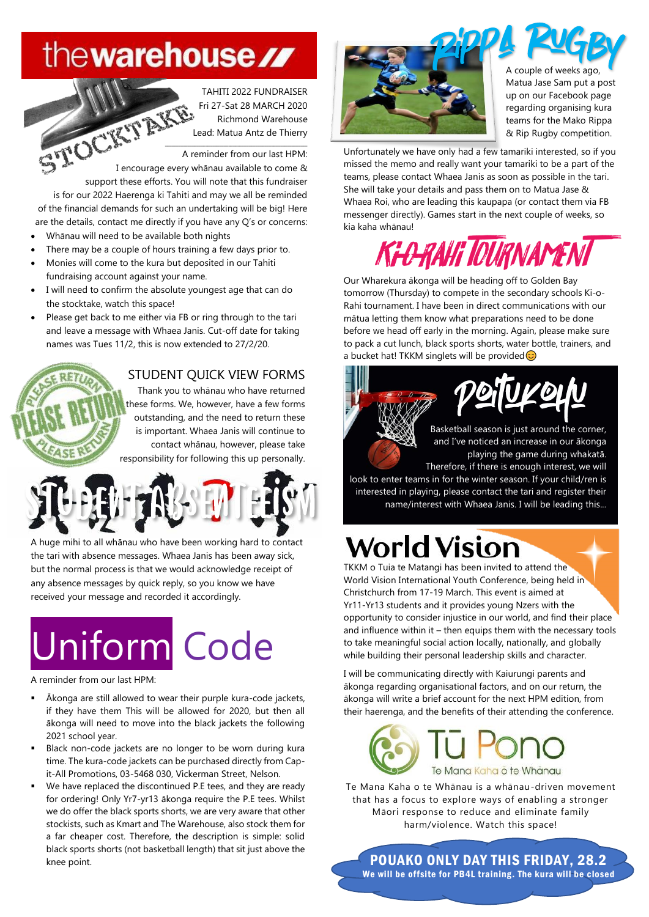# thewarehouse

STOCKTAKE

TAHITI 2022 FUNDRAISER
Fri 27-Sat 28 MARCH 2020
Richmond Warehouse
Lead: Matua Antz de Thierry

A reminder from our last HPM:
I encourage every whānau available to come & support these efforts. You will note that this fundraiser is for our 2022 Haerenga ki Tahiti and may we all be reminded of the financial demands for such an undertaking will be big! Here are the details, contact me directly if you have any Q's or concerns:

- Whānau will need to be available both nights
- There may be a couple of hours training a few days prior to.
- Monies will come to the kura but deposited in our Tahiti fundraising account against your name.
- I will need to confirm the absolute youngest age that can do the stocktake, watch this space!
- Please get back to me either via FB or ring through to the tari and leave a message with Whaea Janis. Cut-off date for taking names was Tues 11/2, this is now extended to 27/2/20.

## STUDENT QUICK VIEW FORMS

Thank you to whānau who have returned these forms. We, however, have a few forms outstanding, and the need to return these is important. Whaea Janis will continue to contact whānau, however, please take responsibility for following this up personally.

## STUDENT ABSENTEEISM

A huge mihi to all whānau who have been working hard to contact the tari with absence messages. Whaea Janis has been away sick, but the normal process is that we would acknowledge receipt of any absence messages by quick reply, so you know we have received your message and recorded it accordingly.

## Uniform Code

A reminder from our last HPM:

- Ākonga are still allowed to wear their purple kura-code jackets, if they have them This will be allowed for 2020, but then all ākonga will need to move into the black jackets the following 2021 school year.
- Black non-code jackets are no longer to be worn during kura time. The kura-code jackets can be purchased directly from Cap-it-All Promotions, 03-5468 030, Vickerman Street, Nelson.
- We have replaced the discontinued P.E tees, and they are ready for ordering! Only Yr7-yr13 ākonga require the P.E tees. Whilst we do offer the black sports shorts, we are very aware that other stockists, such as Kmart and The Warehouse, also stock them for a far cheaper cost. Therefore, the description is simple: solid black sports shorts (not basketball length) that sit just above the knee point.

## RIPPA RUGBY

A couple of weeks ago, Matua Jase Sam put a post up on our Facebook page regarding organising kura teams for the Mako Rippa & Rip Rugby competition. Unfortunately we have only had a few tamariki interested, so if you missed the memo and really want your tamariki to be a part of the teams, please contact Whaea Janis as soon as possible in the tari. She will take your details and pass them on to Matua Jase & Whaea Roi, who are leading this kaupapa (or contact them via FB messenger directly). Games start in the next couple of weeks, so kia kaha whānau!

## KI-O-RAHI TOURNAMENT

Our Wharekura ākonga will be heading off to Golden Bay tomorrow (Thursday) to compete in the secondary schools Ki-o-Rahi tournament. I have been in direct communications with our mātua letting them know what preparations need to be done before we head off early in the morning. Again, please make sure to pack a cut lunch, black sports shorts, water bottle, trainers, and a bucket hat! TKKM singlets will be provided☺

## POITUKOHU

Basketball season is just around the corner, and I've noticed an increase in our ākonga playing the game during whakatā. Therefore, if there is enough interest, we will look to enter teams in for the winter season. If your child/ren is interested in playing, please contact the tari and register their name/interest with Whaea Janis. I will be leading this...

## World Vision

TKKM o Tuia te Matangi has been invited to attend the World Vision International Youth Conference, being held in Christchurch from 17-19 March. This event is aimed at Yr11-Yr13 students and it provides young Nzers with the opportunity to consider injustice in our world, and find their place and influence within it – then equips them with the necessary tools to take meaningful social action locally, nationally, and globally while building their personal leadership skills and character.

I will be communicating directly with Kaiurungi parents and ākonga regarding organisational factors, and on our return, the ākonga will write a brief account for the next HPM edition, from their haerenga, and the benefits of their attending the conference.

## Tū Pono

Te Mana Kaha ō te Whānau

Te Mana Kaha o te Whānau is a whānau-driven movement that has a focus to explore ways of enabling a stronger Māori response to reduce and eliminate family harm/violence. Watch this space!

**POUAKO ONLY DAY THIS FRIDAY, 28.2**
**We will be offsite for PB4L training. The kura will be closed**